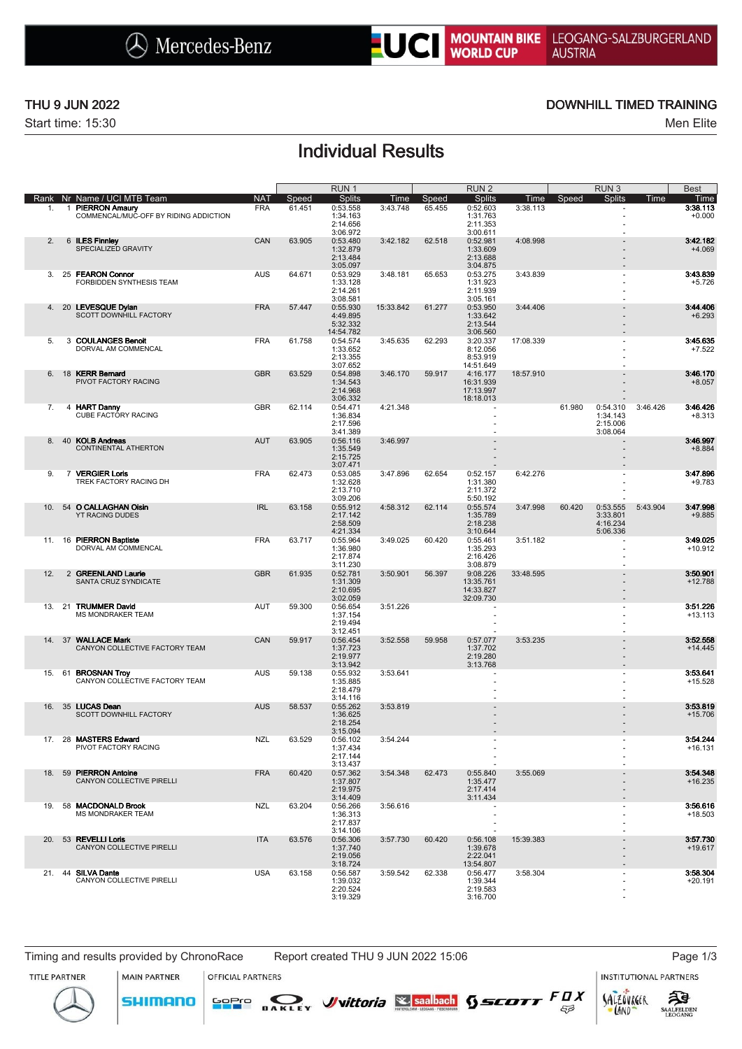Mercedes-Benz | UCI MOUNTAIN BIKE WORLD CUP | LEOGANG-SALZBURGERLAND AUSTRIA

THU 9 JUN 2022
Start time: 15:30

DOWNHILL TIMED TRAINING
Men Elite

# Individual Results

| Rank | Nr | Name / UCI MTB Team | NAT | RUN 1 Speed | RUN 1 Splits | RUN 1 Time | RUN 2 Speed | RUN 2 Splits | RUN 2 Time | RUN 3 Speed | RUN 3 Splits | RUN 3 Time | Best Time |
|---|---|---|---|---|---|---|---|---|---|---|---|---|---|
| 1. | 1 | **PIERRON Amaury** COMMENCAL/MUC-OFF BY RIDING ADDICTION | FRA | 61.451 | 0:53.558 1:34.163 2:14.656 3:06.972 | 3:43.748 | 65.455 | 0:52.603 1:31.763 2:11.353 3:00.611 | 3:38.113 | | - - - - | | **3:38.113** +0.000 |
| 2. | 6 | **ILES Finnley** SPECIALIZED GRAVITY | CAN | 63.905 | 0:53.480 1:32.879 2:13.484 3:05.097 | 3:42.182 | 62.518 | 0:52.981 1:33.609 2:13.688 3:04.875 | 4:08.998 | | - - - - | | **3:42.182** +4.069 |
| 3. | 25 | **FEARON Connor** FORBIDDEN SYNTHESIS TEAM | AUS | 64.671 | 0:53.929 1:33.128 2:14.261 3:08.581 | 3:48.181 | 65.653 | 0:53.275 1:31.923 2:11.939 3:05.161 | 3:43.839 | | - - - - | | **3:43.839** +5.726 |
| 4. | 20 | **LEVESQUE Dylan** SCOTT DOWNHILL FACTORY | FRA | 57.447 | 0:55.930 4:49.895 5:32.332 14:54.782 | 15:33.842 | 61.277 | 0:53.950 1:33.642 2:13.544 3:06.560 | 3:44.406 | | - - - - | | **3:44.406** +6.293 |
| 5. | 3 | **COULANGES Benoit** DORVAL AM COMMENCAL | FRA | 61.758 | 0:54.574 1:33.652 2:13.355 3:07.652 | 3:45.635 | 62.293 | 3:20.337 8:12.056 8:53.919 14:51.649 | 17:08.339 | | - - - - | | **3:45.635** +7.522 |
| 6. | 18 | **KERR Bernard** PIVOT FACTORY RACING | GBR | 63.529 | 0:54.898 1:34.543 2:14.968 3:06.332 | 3:46.170 | 59.917 | 4:16.177 16:31.939 17:13.997 18:18.013 | 18:57.910 | | - - - - | | **3:46.170** +8.057 |
| 7. | 4 | **HART Danny** CUBE FACTORY RACING | GBR | 62.114 | 0:54.471 1:36.834 2:17.596 3:41.389 | 4:21.348 | | - - - - | | 61.980 | 0:54.310 1:34.143 2:15.006 3:08.064 | 3:46.426 | **3:46.426** +8.313 |
| 8. | 40 | **KOLB Andreas** CONTINENTAL ATHERTON | AUT | 63.905 | 0:56.116 1:35.549 2:15.725 3:07.471 | 3:46.997 | | - - - - | | | - - - - | | **3:46.997** +8.884 |
| 9. | 7 | **VERGIER Loris** TREK FACTORY RACING DH | FRA | 62.473 | 0:53.085 1:32.628 2:13.710 3:09.206 | 3:47.896 | 62.654 | 0:52.157 1:31.380 2:11.372 5:50.192 | 6:42.276 | | - - - - | | **3:47.896** +9.783 |
| 10. | 54 | **O CALLAGHAN Oisin** YT RACING DUDES | IRL | 63.158 | 0:55.912 2:17.142 2:58.509 4:21.334 | 4:58.312 | 62.114 | 0:55.574 1:35.789 2:18.238 3:10.644 | 3:47.998 | 60.420 | 0:53.555 3:33.801 4:16.234 5:06.336 | 5:43.904 | **3:47.998** +9.885 |
| 11. | 16 | **PIERRON Baptiste** DORVAL AM COMMENCAL | FRA | 63.717 | 0:55.964 1:36.980 2:17.874 3:11.230 | 3:49.025 | 60.420 | 0:55.461 1:35.293 2:16.426 3:08.879 | 3:51.182 | | - - - - | | **3:49.025** +10.912 |
| 12. | 2 | **GREENLAND Laurie** SANTA CRUZ SYNDICATE | GBR | 61.935 | 0:52.781 1:31.309 2:10.695 3:02.059 | 3:50.901 | 56.397 | 9:08.226 13:35.761 14:33.827 32:09.730 | 33:48.595 | | - - - - | | **3:50.901** +12.788 |
| 13. | 21 | **TRUMMER David** MS MONDRAKER TEAM | AUT | 59.300 | 0:56.654 1:37.154 2:19.494 3:12.451 | 3:51.226 | | - - - - | | | - - - - | | **3:51.226** +13.113 |
| 14. | 37 | **WALLACE Mark** CANYON COLLECTIVE FACTORY TEAM | CAN | 59.917 | 0:56.454 1:37.723 2:19.977 3:13.942 | 3:52.558 | 59.958 | 0:57.077 1:37.702 2:19.280 3:13.768 | 3:53.235 | | - - - - | | **3:52.558** +14.445 |
| 15. | 61 | **BROSNAN Troy** CANYON COLLECTIVE FACTORY TEAM | AUS | 59.138 | 0:55.932 1:35.885 2:18.479 3:14.116 | 3:53.641 | | - - - - | | | - - - - | | **3:53.641** +15.528 |
| 16. | 35 | **LUCAS Dean** SCOTT DOWNHILL FACTORY | AUS | 58.537 | 0:55.262 1:36.625 2:18.254 3:15.094 | 3:53.819 | | - - - - | | | - - - - | | **3:53.819** +15.706 |
| 17. | 28 | **MASTERS Edward** PIVOT FACTORY RACING | NZL | 63.529 | 0:56.102 1:37.434 2:17.144 3:13.437 | 3:54.244 | | - - - - | | | - - - - | | **3:54.244** +16.131 |
| 18. | 59 | **PIERRON Antoine** CANYON COLLECTIVE PIRELLI | FRA | 60.420 | 0:57.362 1:37.807 2:19.975 3:14.409 | 3:54.348 | 62.473 | 0:55.840 1:35.477 2:17.414 3:11.434 | 3:55.069 | | - - - - | | **3:54.348** +16.235 |
| 19. | 58 | **MACDONALD Brook** MS MONDRAKER TEAM | NZL | 63.204 | 0:56.266 1:36.313 2:17.837 3:14.106 | 3:56.616 | | - - - - | | | - - - - | | **3:56.616** +18.503 |
| 20. | 53 | **REVELLI Loris** CANYON COLLECTIVE PIRELLI | ITA | 63.576 | 0:56.306 1:37.740 2:19.056 3:18.724 | 3:57.730 | 60.420 | 0:56.108 1:39.678 2:22.041 13:54.807 | 15:39.383 | | - - - - | | **3:57.730** +19.617 |
| 21. | 44 | **SILVA Dante** CANYON COLLECTIVE PIRELLI | USA | 63.158 | 0:56.587 1:39.032 2:20.524 3:19.329 | 3:59.542 | 62.338 | 0:56.477 1:39.344 2:19.583 3:16.700 | 3:58.304 | | - - - - | | **3:58.304** +20.191 |

Timing and results provided by ChronoRace | Report created THU 9 JUN 2022 15:06

TITLE PARTNER | MAIN PARTNER | OFFICIAL PARTNERS | INSTITUTIONAL PARTNERS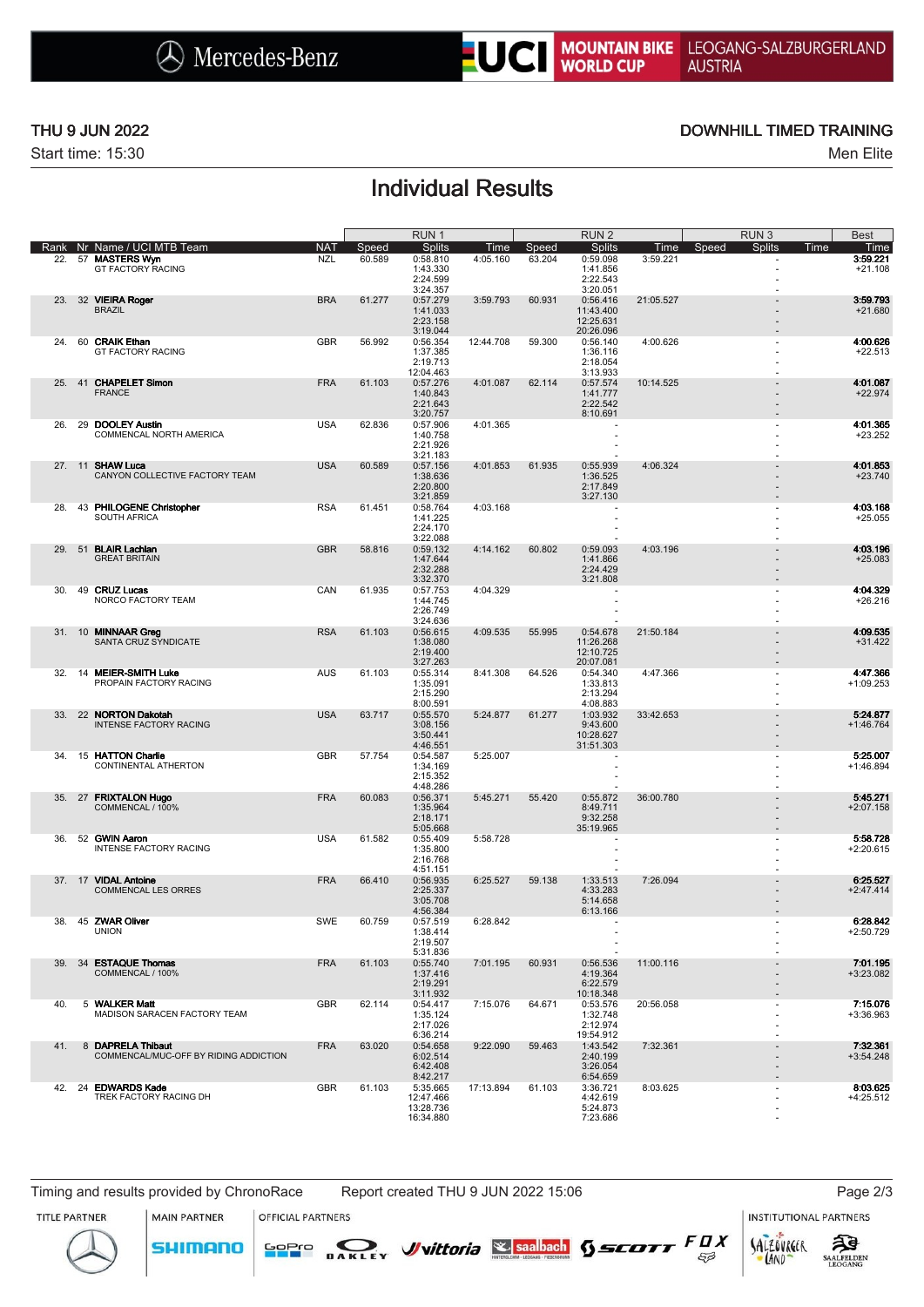THU 9 JUN 2022

Start time: 15:30

DOWNHILL TIMED TRAINING

Men Elite

# Individual Results

| Rank | Nr | Name / UCI MTB Team | NAT | RUN 1 Speed | RUN 1 Splits | RUN 1 Time | RUN 2 Speed | RUN 2 Splits | RUN 2 Time | RUN 3 Speed | RUN 3 Splits | RUN 3 Time | Best Time |
|---|---|---|---|---|---|---|---|---|---|---|---|---|---|
| 22. | 57 | **MASTERS Wyn** GT FACTORY RACING | NZL | 60.589 | 0:58.810 1:43.330 2:24.599 3:24.357 | 4:05.160 | 63.204 | 0:59.098 1:41.856 2:22.543 3:20.051 | 3:59.221 | | - - - - | | **3:59.221** +21.108 |
| 23. | 32 | **VIEIRA Roger** BRAZIL | BRA | 61.277 | 0:57.279 1:41.033 2:23.158 3:19.044 | 3:59.793 | 60.931 | 0:56.416 11:43.400 12:25.631 20:26.096 | 21:05.527 | | - - - - | | **3:59.793** +21.680 |
| 24. | 60 | **CRAIK Ethan** GT FACTORY RACING | GBR | 56.992 | 0:56.354 1:37.385 2:19.713 12:04.463 | 12:44.708 | 59.300 | 0:56.140 1:36.116 2:18.054 3:13.933 | 4:00.626 | | - - - - | | **4:00.626** +22.513 |
| 25. | 41 | **CHAPELET Simon** FRANCE | FRA | 61.103 | 0:57.276 1:40.843 2:21.643 3:20.757 | 4:01.087 | 62.114 | 0:57.574 1:41.777 2:22.542 8:10.691 | 10:14.525 | | - - - - | | **4:01.087** +22.974 |
| 26. | 29 | **DOOLEY Austin** COMMENCAL NORTH AMERICA | USA | 62.836 | 0:57.906 1:40.758 2:21.926 3:21.183 | 4:01.365 | | - - - - | | | - - - - | | **4:01.365** +23.252 |
| 27. | 11 | **SHAW Luca** CANYON COLLECTIVE FACTORY TEAM | USA | 60.589 | 0:57.156 1:38.636 2:20.800 3:21.859 | 4:01.853 | 61.935 | 0:55.939 1:36.525 2:17.849 3:27.130 | 4:06.324 | | - - - - | | **4:01.853** +23.740 |
| 28. | 43 | **PHILOGENE Christopher** SOUTH AFRICA | RSA | 61.451 | 0:58.764 1:41.225 2:24.170 3:22.088 | 4:03.168 | | - - - - | | | - - - - | | **4:03.168** +25.055 |
| 29. | 51 | **BLAIR Lachlan** GREAT BRITAIN | GBR | 58.816 | 0:59.132 1:47.644 2:32.288 3:32.370 | 4:14.162 | 60.802 | 0:59.093 1:41.866 2:24.429 3:21.808 | 4:03.196 | | - - - - | | **4:03.196** +25.083 |
| 30. | 49 | **CRUZ Lucas** NORCO FACTORY TEAM | CAN | 61.935 | 0:57.753 1:44.745 2:26.749 3:24.636 | 4:04.329 | | - - - - | | | - - - - | | **4:04.329** +26.216 |
| 31. | 10 | **MINNAAR Greg** SANTA CRUZ SYNDICATE | RSA | 61.103 | 0:56.615 1:38.080 2:19.400 3:27.263 | 4:09.535 | 55.995 | 0:54.678 11:26.268 12:10.725 20:07.081 | 21:50.184 | | - - - - | | **4:09.535** +31.422 |
| 32. | 14 | **MEIER-SMITH Luke** PROPAIN FACTORY RACING | AUS | 61.103 | 0:55.314 1:35.091 2:15.290 8:00.591 | 8:41.308 | 64.526 | 0:54.340 1:33.813 2:13.294 4:08.883 | 4:47.366 | | - - - - | | **4:47.366** +1:09.253 |
| 33. | 22 | **NORTON Dakotah** INTENSE FACTORY RACING | USA | 63.717 | 0:55.570 3:08.156 3:50.441 4:46.551 | 5:24.877 | 61.277 | 1:03.932 9:43.600 10:28.627 31:51.303 | 33:42.653 | | - - - - | | **5:24.877** +1:46.764 |
| 34. | 15 | **HATTON Charlie** CONTINENTAL ATHERTON | GBR | 57.754 | 0:54.587 1:34.169 2:15.352 4:48.286 | 5:25.007 | | - - - - | | | - - - - | | **5:25.007** +1:46.894 |
| 35. | 27 | **FRIXTALON Hugo** COMMENCAL / 100% | FRA | 60.083 | 0:56.371 1:35.964 2:18.171 5:05.668 | 5:45.271 | 55.420 | 0:55.872 8:49.711 9:32.258 35:19.965 | 36:00.780 | | - - - - | | **5:45.271** +2:07.158 |
| 36. | 52 | **GWIN Aaron** INTENSE FACTORY RACING | USA | 61.582 | 0:55.409 1:35.800 2:16.768 4:51.151 | 5:58.728 | | - - - - | | | - - - - | | **5:58.728** +2:20.615 |
| 37. | 17 | **VIDAL Antoine** COMMENCAL LES ORRES | FRA | 66.410 | 0:56.935 2:25.337 3:05.708 4:56.384 | 6:25.527 | 59.138 | 1:33.513 4:33.283 5:14.658 6:13.166 | 7:26.094 | | - - - - | | **6:25.527** +2:47.414 |
| 38. | 45 | **ZWAR Oliver** UNION | SWE | 60.759 | 0:57.519 1:38.414 2:19.507 5:31.836 | 6:28.842 | | - - - - | | | - - - - | | **6:28.842** +2:50.729 |
| 39. | 34 | **ESTAQUE Thomas** COMMENCAL / 100% | FRA | 61.103 | 0:55.740 1:37.416 2:19.291 3:11.932 | 7:01.195 | 60.931 | 0:56.536 4:19.364 6:22.579 10:18.348 | 11:00.116 | | - - - - | | **7:01.195** +3:23.082 |
| 40. | 5 | **WALKER Matt** MADISON SARACEN FACTORY TEAM | GBR | 62.114 | 0:54.417 1:35.124 2:17.026 6:36.214 | 7:15.076 | 64.671 | 0:53.576 1:32.748 2:12.974 19:54.912 | 20:56.058 | | - - - - | | **7:15.076** +3:36.963 |
| 41. | 8 | **DAPRELA Thibaut** COMMENCAL/MUC-OFF BY RIDING ADDICTION | FRA | 63.020 | 0:54.658 6:02.514 6:42.408 8:42.217 | 9:22.090 | 59.463 | 1:43.542 2:40.199 3:26.054 6:54.659 | 7:32.361 | | - - - - | | **7:32.361** +3:54.248 |
| 42. | 24 | **EDWARDS Kade** TREK FACTORY RACING DH | GBR | 61.103 | 5:35.665 12:47.466 13:28.736 16:34.880 | 17:13.894 | 61.103 | 3:36.721 4:42.619 5:24.873 7:23.686 | 8:03.625 | | - - - - | | **8:03.625** +4:25.512 |

Timing and results provided by ChronoRace    Report created THU 9 JUN 2022 15:06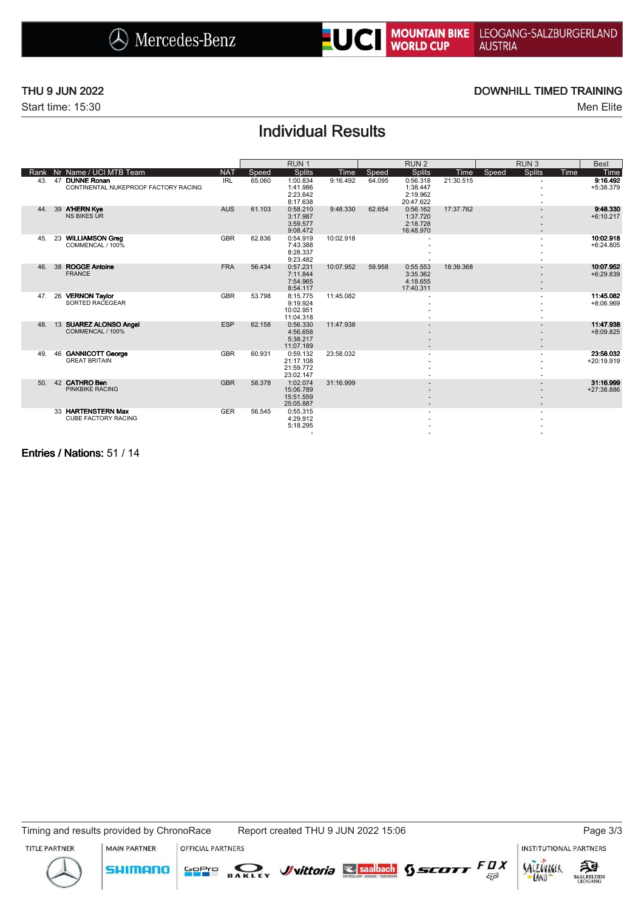THU 9 JUN 2022

Start time: 15:30

DOWNHILL TIMED TRAINING

Men Elite

# Individual Results

| | | | | RUN 1 | | | RUN 2 | | | RUN 3 | | | Best |
|---|---|---|---|---|---|---|---|---|---|---|---|---|---|
| Rank | Nr | Name / UCI MTB Team | NAT | Speed | Splits | Time | Speed | Splits | Time | Speed | Splits | Time | Time |
| 43. | 47 | **DUNNE Ronan** CONTINENTAL NUKEPROOF FACTORY RACING | IRL | 65.060 | 1:00.834 1:41.986 2:23.642 8:17.638 | 9:16.492 | 64.095 | 0:56.318 1:38.447 2:19.962 20:47.622 | 21:30.515 | | - - - | | **9:16.492** +5:38.379 |
| 44. | 39 | **A'HERN Kye** NS BIKES UR | AUS | 61.103 | 0:58.210 3:17.987 3:59.577 9:08.472 | 9:48.330 | 62.654 | 0:56.162 1:37.720 2:18.728 16:48.970 | 17:37.762 | | - - - - | | **9:48.330** +6:10.217 |
| 45. | 23 | **WILLIAMSON Greg** COMMENCAL / 100% | GBR | 62.836 | 0:54.919 7:43.388 8:28.337 9:23.482 | 10:02.918 | | - - - - | | | - - - - | | **10:02.918** +6:24.805 |
| 46. | 38 | **ROGGE Antoine** FRANCE | FRA | 56.434 | 0:57.231 7:11.844 7:54.965 8:54.117 | 10:07.952 | 59.958 | 0:55.553 3:35.362 4:18.655 17:40.311 | 18:39.368 | | - - - - | | **10:07.952** +6:29.839 |
| 47. | 26 | **VERNON Taylor** SORTED RACEGEAR | GBR | 53.798 | 8:15.775 9:19.924 10:02.951 11:04.318 | 11:45.082 | | - - - - | | | - - - - | | **11:45.082** +8:06.969 |
| 48. | 13 | **SUAREZ ALONSO Angel** COMMENCAL / 100% | ESP | 62.158 | 0:56.330 4:56.658 5:38.217 11:07.189 | 11:47.938 | | - - - - | | | - - - - | | **11:47.938** +8:09.825 |
| 49. | 46 | **GANNICOTT George** GREAT BRITAIN | GBR | 60.931 | 0:59.132 21:17.108 21:59.772 23:02.147 | 23:58.032 | | - - - - | | | - - - - | | **23:58.032** +20:19.919 |
| 50. | 42 | **CATHRO Ben** PINKBIKE RACING | GBR | 58.378 | 1:02.074 15:06.789 15:51.559 25:05.887 | 31:16.999 | | - - - - | | | - - - - | | **31:16.999** +27:38.886 |
| | 33 | **HARTENSTERN Max** CUBE FACTORY RACING | GER | 56.545 | 0:55.315 4:29.912 5:18.295 - | | | - - - - | | | - - - - | | |

**Entries / Nations:** 51 / 14

Timing and results provided by ChronoRace

Report created THU 9 JUN 2022 15:06